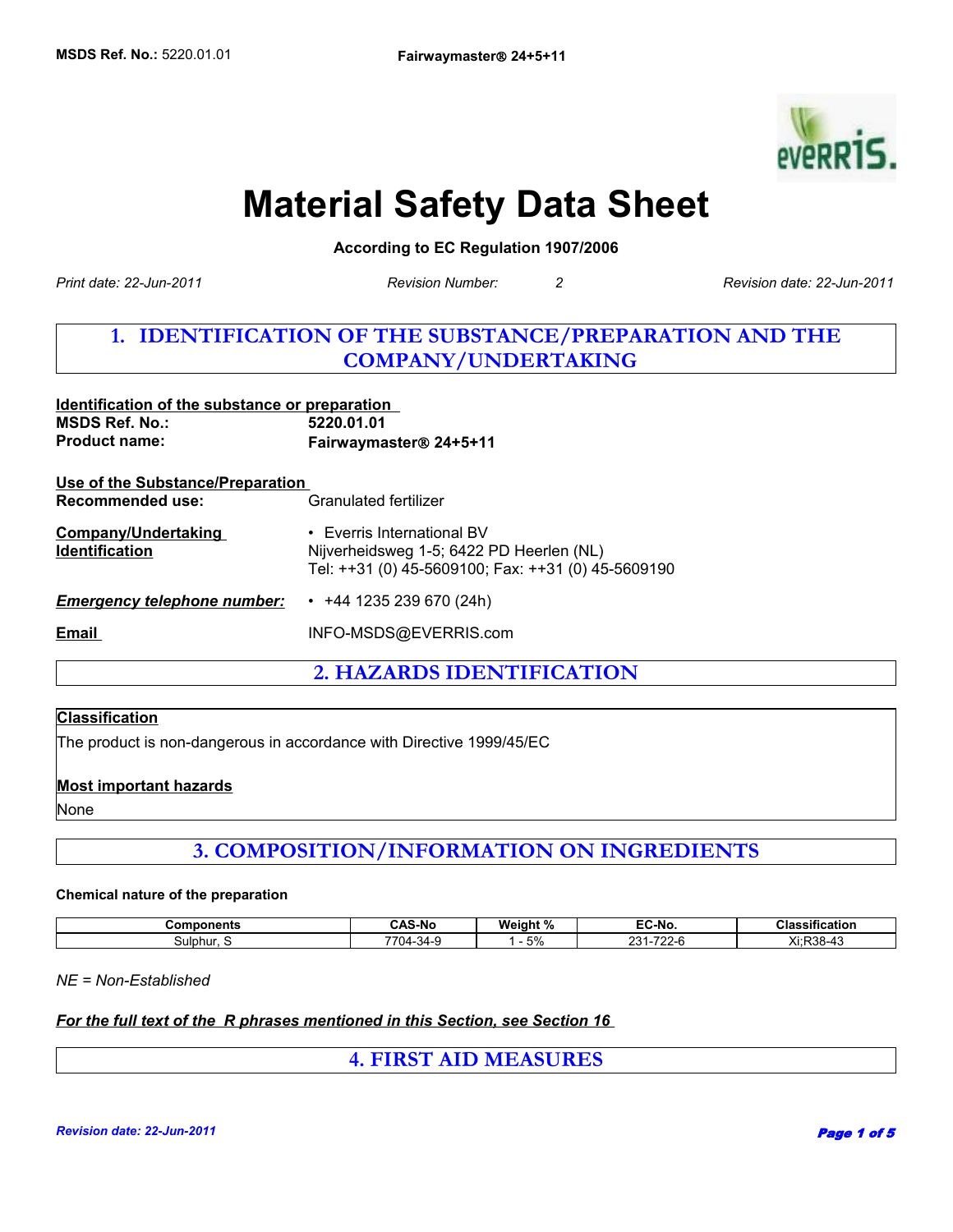# Material Safety Data Sheet

**According to EC Regulation 1907/2006**

*Print date: 22-Jun-2011* *Revision Number: 2* *Revision date: 22-Jun-2011*

## 1. IDENTIFICATION OF THE SUBSTANCE/PREPARATION AND THE COMPANY/UNDERTAKING

**Identification of the substance or preparation**

**MSDS Ref. No.:** **5220.01.01**

**Product name:** **Fairwaymaster® 24+5+11**

**Use of the Substance/Preparation**

**Recommended use:** Granulated fertilizer

**Company/Undertaking Identification**

- Everris International BV
  Nijverheidsweg 1-5; 6422 PD Heerlen (NL)
  Tel: ++31 (0) 45-5609100; Fax: ++31 (0) 45-5609190

***Emergency telephone number:***

- +44 1235 239 670 (24h)

**Email** INFO-MSDS@EVERRIS.com

## 2. HAZARDS IDENTIFICATION

**Classification**

The product is non-dangerous in accordance with Directive 1999/45/EC

**Most important hazards**

None

## 3. COMPOSITION/INFORMATION ON INGREDIENTS

**Chemical nature of the preparation**

| Components | CAS-No | Weight % | EC-No. | Classification |
|---|---|---|---|---|
| Sulphur, S | 7704-34-9 | 1 - 5% | 231-722-6 | Xi;R38-43 |

*NE = Non-Established*

***For the full text of the R phrases mentioned in this Section, see Section 16***

## 4. FIRST AID MEASURES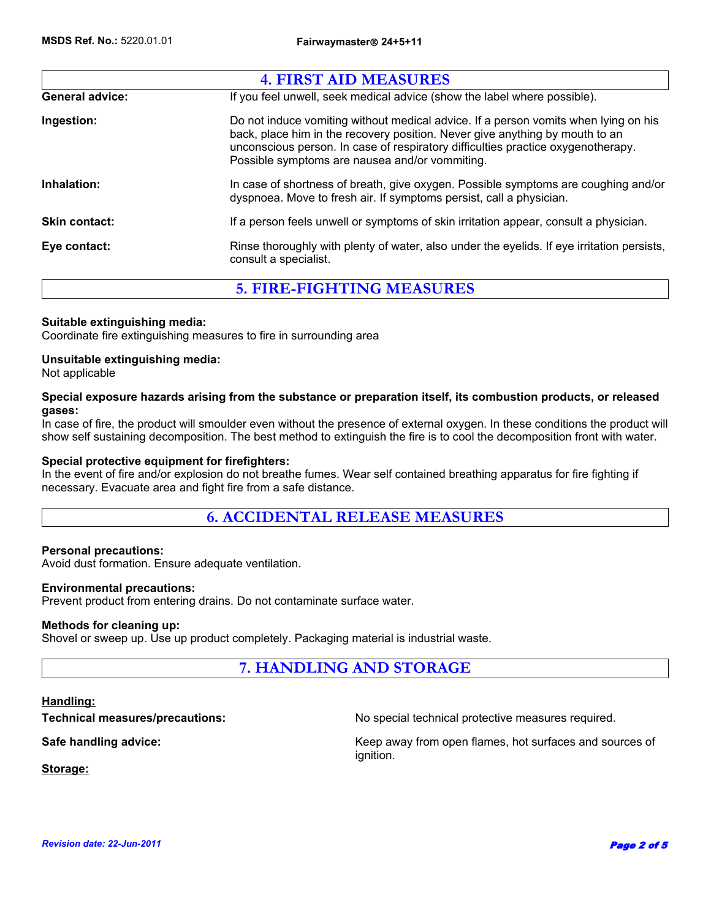## 4. FIRST AID MEASURES

**General advice:** If you feel unwell, seek medical advice (show the label where possible).

**Ingestion:** Do not induce vomiting without medical advice. If a person vomits when lying on his back, place him in the recovery position. Never give anything by mouth to an unconscious person. In case of respiratory difficulties practice oxygenotherapy. Possible symptoms are nausea and/or vommiting.

**Inhalation:** In case of shortness of breath, give oxygen. Possible symptoms are coughing and/or dyspnoea. Move to fresh air. If symptoms persist, call a physician.

**Skin contact:** If a person feels unwell or symptoms of skin irritation appear, consult a physician.

**Eye contact:** Rinse thoroughly with plenty of water, also under the eyelids. If eye irritation persists, consult a specialist.

## 5. FIRE-FIGHTING MEASURES

**Suitable extinguishing media:**
Coordinate fire extinguishing measures to fire in surrounding area

**Unsuitable extinguishing media:**
Not applicable

**Special exposure hazards arising from the substance or preparation itself, its combustion products, or released gases:**
In case of fire, the product will smoulder even without the presence of external oxygen. In these conditions the product will show self sustaining decomposition. The best method to extinguish the fire is to cool the decomposition front with water.

**Special protective equipment for firefighters:**
In the event of fire and/or explosion do not breathe fumes. Wear self contained breathing apparatus for fire fighting if necessary. Evacuate area and fight fire from a safe distance.

## 6. ACCIDENTAL RELEASE MEASURES

**Personal precautions:**
Avoid dust formation. Ensure adequate ventilation.

**Environmental precautions:**
Prevent product from entering drains. Do not contaminate surface water.

**Methods for cleaning up:**
Shovel or sweep up. Use up product completely. Packaging material is industrial waste.

## 7. HANDLING AND STORAGE

**Handling:**

**Technical measures/precautions:** No special technical protective measures required.

**Safe handling advice:** Keep away from open flames, hot surfaces and sources of ignition.

**Storage:**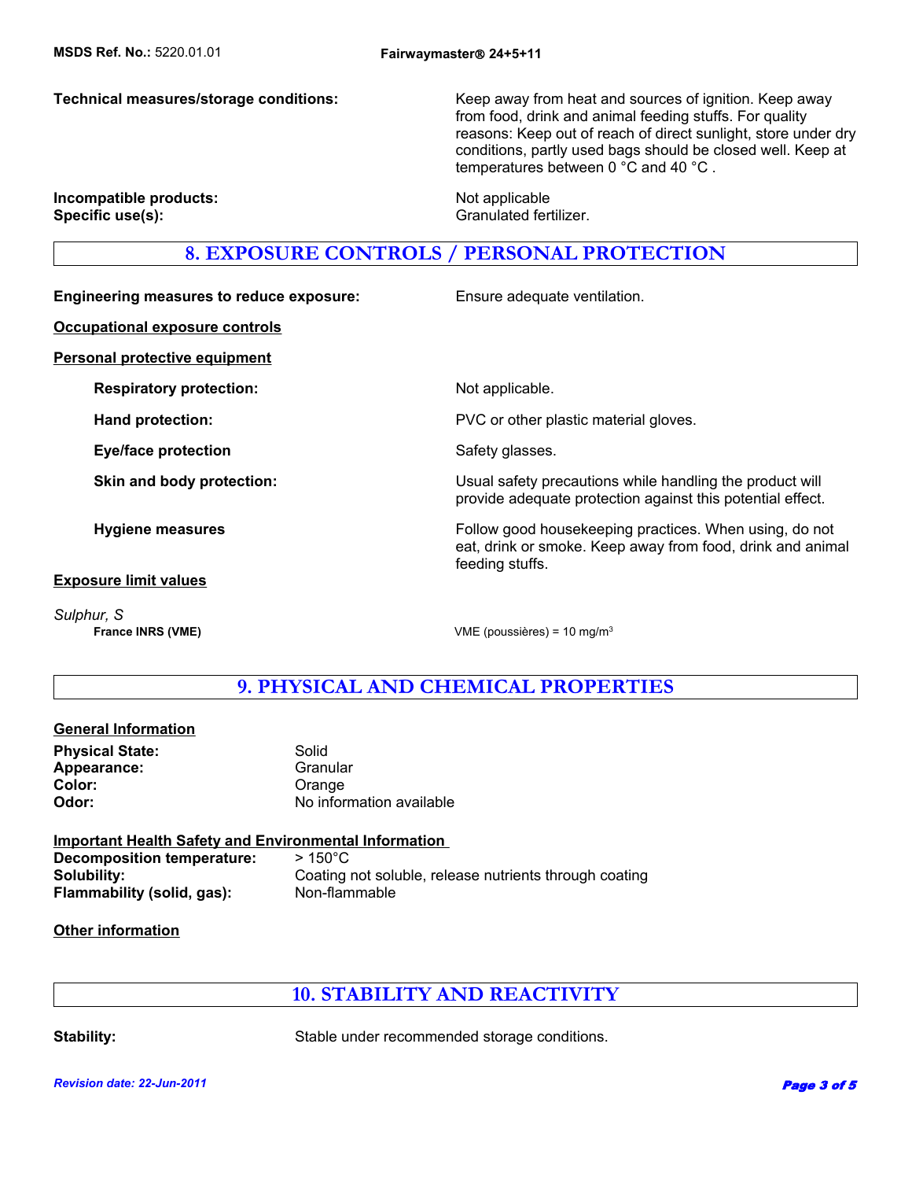**Technical measures/storage conditions:** Keep away from heat and sources of ignition. Keep away from food, drink and animal feeding stuffs. For quality reasons: Keep out of reach of direct sunlight, store under dry conditions, partly used bags should be closed well. Keep at temperatures between 0 °C and 40 °C .

**Incompatible products:** Not applicable

**Specific use(s):** Granulated fertilizer.

## 8. EXPOSURE CONTROLS / PERSONAL PROTECTION

**Engineering measures to reduce exposure:** Ensure adequate ventilation.

**Occupational exposure controls**

**Personal protective equipment**

**Respiratory protection:** Not applicable.

**Hand protection:** PVC or other plastic material gloves.

**Eye/face protection** Safety glasses.

**Skin and body protection:** Usual safety precautions while handling the product will provide adequate protection against this potential effect.

**Hygiene measures** Follow good housekeeping practices. When using, do not eat, drink or smoke. Keep away from food, drink and animal feeding stuffs.

**Exposure limit values**

*Sulphur, S*

**France INRS (VME)** VME (poussières) = 10 mg/m$^3$

## 9. PHYSICAL AND CHEMICAL PROPERTIES

**General Information**

**Physical State:** Solid
**Appearance:** Granular
**Color:** Orange
**Odor:** No information available

**Important Health Safety and Environmental Information**

**Decomposition temperature:** > 150°C
**Solubility:** Coating not soluble, release nutrients through coating
**Flammability (solid, gas):** Non-flammable

**Other information**

## 10. STABILITY AND REACTIVITY

**Stability:** Stable under recommended storage conditions.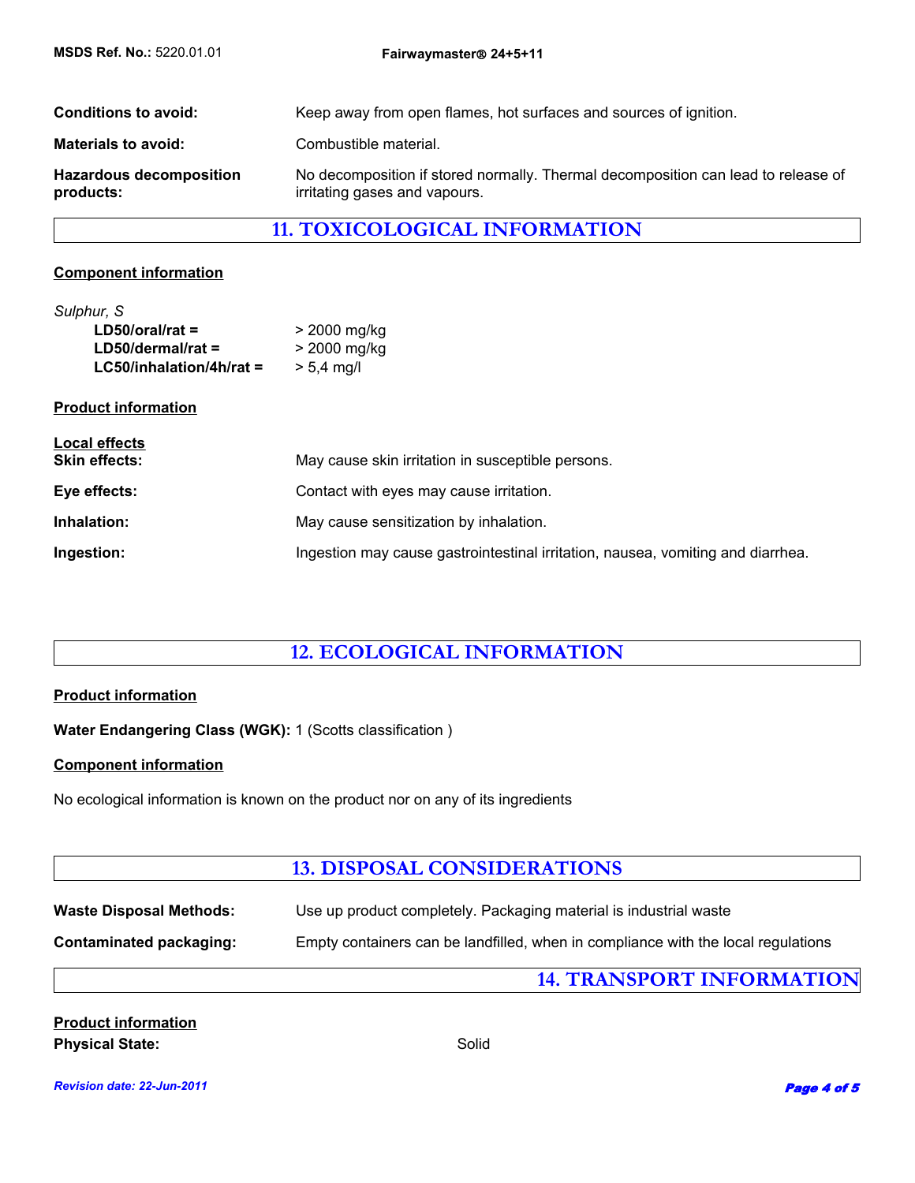**Conditions to avoid:** Keep away from open flames, hot surfaces and sources of ignition.

**Materials to avoid:** Combustible material.

**Hazardous decomposition products:** No decomposition if stored normally. Thermal decomposition can lead to release of irritating gases and vapours.

## 11. TOXICOLOGICAL INFORMATION

**Component information**

*Sulphur, S*

| | |
|---|---|
| **LD50/oral/rat =** | > 2000 mg/kg |
| **LD50/dermal/rat =** | > 2000 mg/kg |
| **LC50/inhalation/4h/rat =** | > 5,4 mg/l |

**Product information**

**Local effects**

**Skin effects:** May cause skin irritation in susceptible persons.

**Eye effects:** Contact with eyes may cause irritation.

**Inhalation:** May cause sensitization by inhalation.

**Ingestion:** Ingestion may cause gastrointestinal irritation, nausea, vomiting and diarrhea.

## 12. ECOLOGICAL INFORMATION

**Product information**

**Water Endangering Class (WGK):** 1 (Scotts classification )

**Component information**

No ecological information is known on the product nor on any of its ingredients

## 13. DISPOSAL CONSIDERATIONS

**Waste Disposal Methods:** Use up product completely. Packaging material is industrial waste

**Contaminated packaging:** Empty containers can be landfilled, when in compliance with the local regulations

## 14. TRANSPORT INFORMATION

**Product information**

**Physical State:** Solid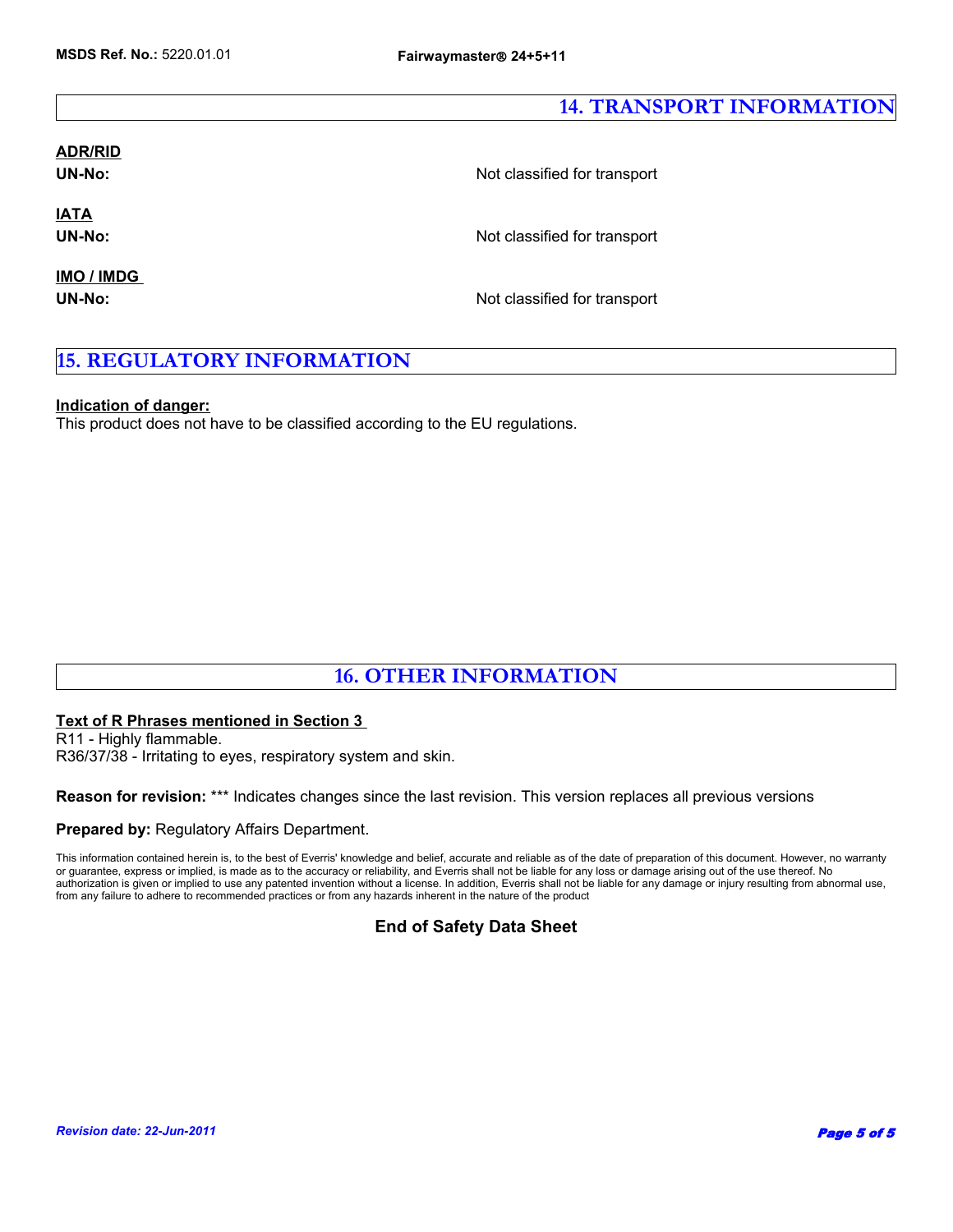## 14. TRANSPORT INFORMATION

**ADR/RID**

**UN-No:** Not classified for transport

**IATA**

**UN-No:** Not classified for transport

**IMO / IMDG**

**UN-No:** Not classified for transport

## 15. REGULATORY INFORMATION

**Indication of danger:**

This product does not have to be classified according to the EU regulations.

## 16. OTHER INFORMATION

**Text of R Phrases mentioned in Section 3**

R11 - Highly flammable.
R36/37/38 - Irritating to eyes, respiratory system and skin.

**Reason for revision:** *** Indicates changes since the last revision. This version replaces all previous versions

**Prepared by:** Regulatory Affairs Department.

This information contained herein is, to the best of Everris' knowledge and belief, accurate and reliable as of the date of preparation of this document. However, no warranty or guarantee, express or implied, is made as to the accuracy or reliability, and Everris shall not be liable for any loss or damage arising out of the use thereof. No authorization is given or implied to use any patented invention without a license. In addition, Everris shall not be liable for any damage or injury resulting from abnormal use, from any failure to adhere to recommended practices or from any hazards inherent in the nature of the product

**End of Safety Data Sheet**